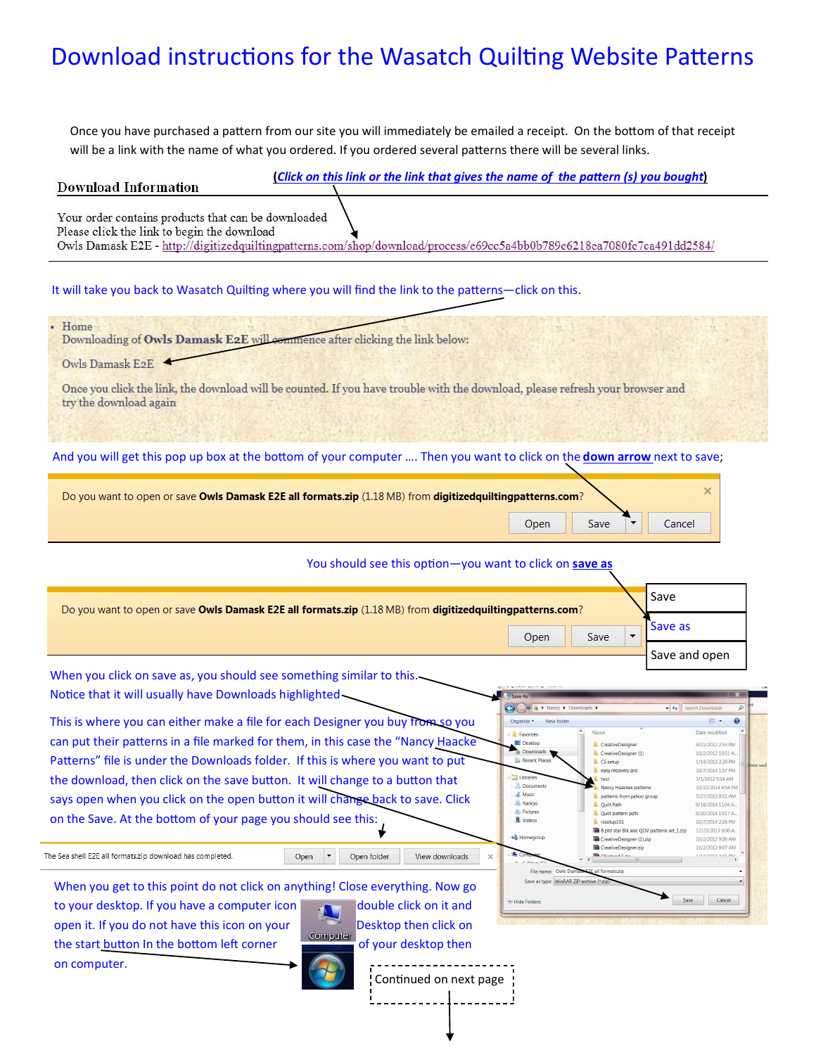# Download instructions for the Wasatch Quilting Website Patterns

Once you have purchased a pattern from our site you will immediately be emailed a receipt. On the bottom of that receipt will be a link with the name of what you ordered. If you ordered several patterns there will be several links.

**Download Information**

*(Click on this link or the link that gives the name of the pattern (s) you bought)*

Your order contains products that can be downloaded
Please click the link to begin the download
Owls Damask E2E - http://digitizedquiltingpatterns.com/shop/download/process/e69cc5a4bb0b789e6218ea7080fe7ca491dd2584/

It will take you back to Wasatch Quilting where you will find the link to the patterns—click on this.

- Home

Downloading of **Owls Damask E2E** will commence after clicking the link below:

Owls Damask E2E

Once you click the link, the download will be counted. If you have trouble with the download, please refresh your browser and try the download again

And you will get this pop up box at the bottom of your computer …. Then you want to click on the **down arrow** next to save;

Do you want to open or save **Owls Damask E2E all formats.zip** (1.18 MB) from **digitizedquiltingpatterns.com**?

Open | Save | ▾ | Cancel

You should see this option—you want to click on **save as**

Do you want to open or save **Owls Damask E2E all formats.zip** (1.18 MB) from **digitizedquiltingpatterns.com**?

Open | Save | ▾

- Save
- Save as
- Save and open

When you click on save as, you should see something similar to this.
Notice that it will usually have Downloads highlighted

This is where you can either make a file for each Designer you buy from so you can put their patterns in a file marked for them, in this case the "Nancy Haacke Patterns" file is under the Downloads folder. If this is where you want to put the download, then click on the save button. It will change to a button that says open when you click on the open button it will change back to save. Click on the Save. At the bottom of your page you should see this:

The Sea shell E2E all formats.zip download has completed. | Open | ▾ | Open folder | View downloads

When you get to this point do not click on anything! Close everything. Now go to your desktop. If you have a computer icon double click on it and open it. If you do not have this icon on your Desktop then click on the start button In the bottom left corner of your desktop then on computer.

Continued on next page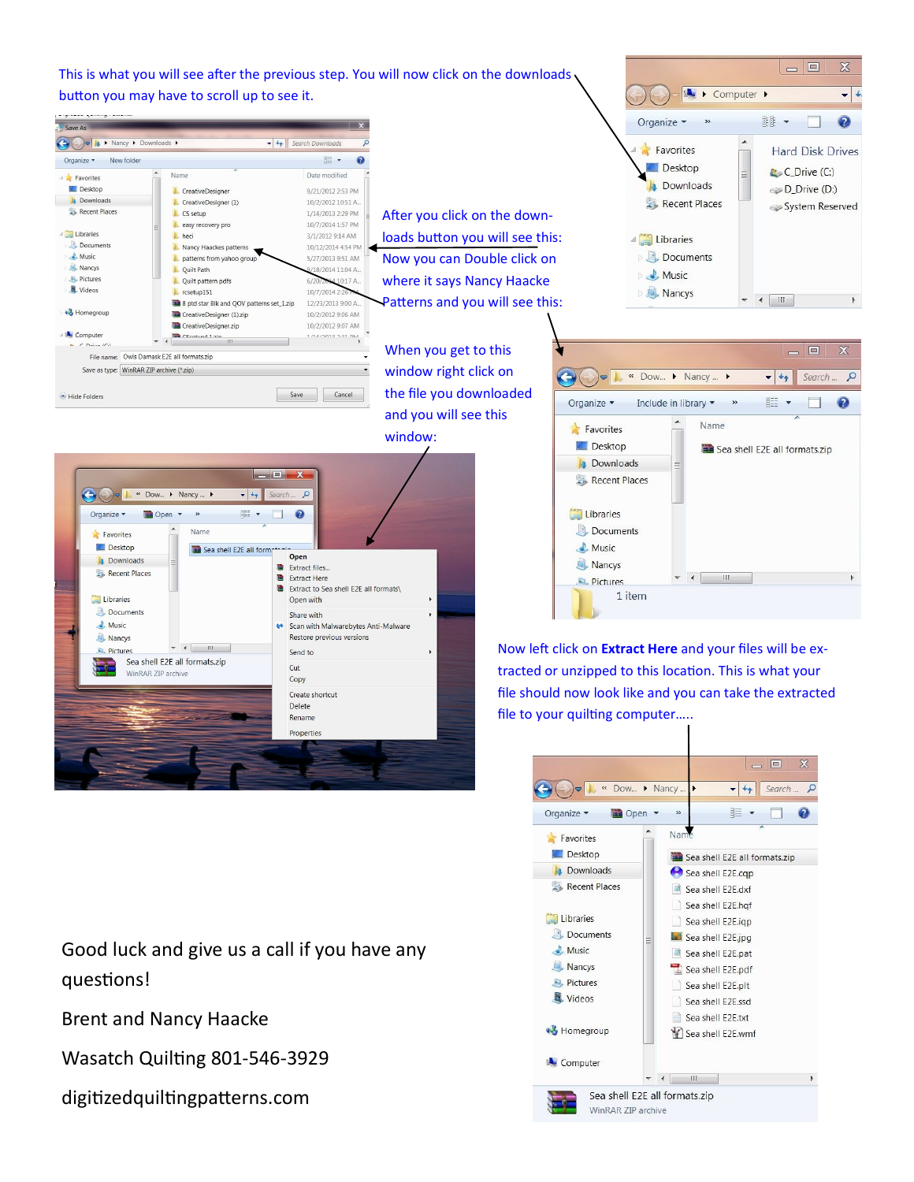This is what you will see after the previous step. You will now click on the downloads button you may have to scroll up to see it.

After you click on the downloads button you will see this: Now you can Double click on where it says Nancy Haacke Patterns and you will see this:

When you get to this window right click on the file you downloaded and you will see this window:

Now left click on **Extract Here** and your files will be extracted or unzipped to this location. This is what your file should now look like and you can take the extracted file to your quilting computer.....

Good luck and give us a call if you have any questions!

Brent and Nancy Haacke

Wasatch Quilting 801-546-3929

digitizedquiltingpatterns.com